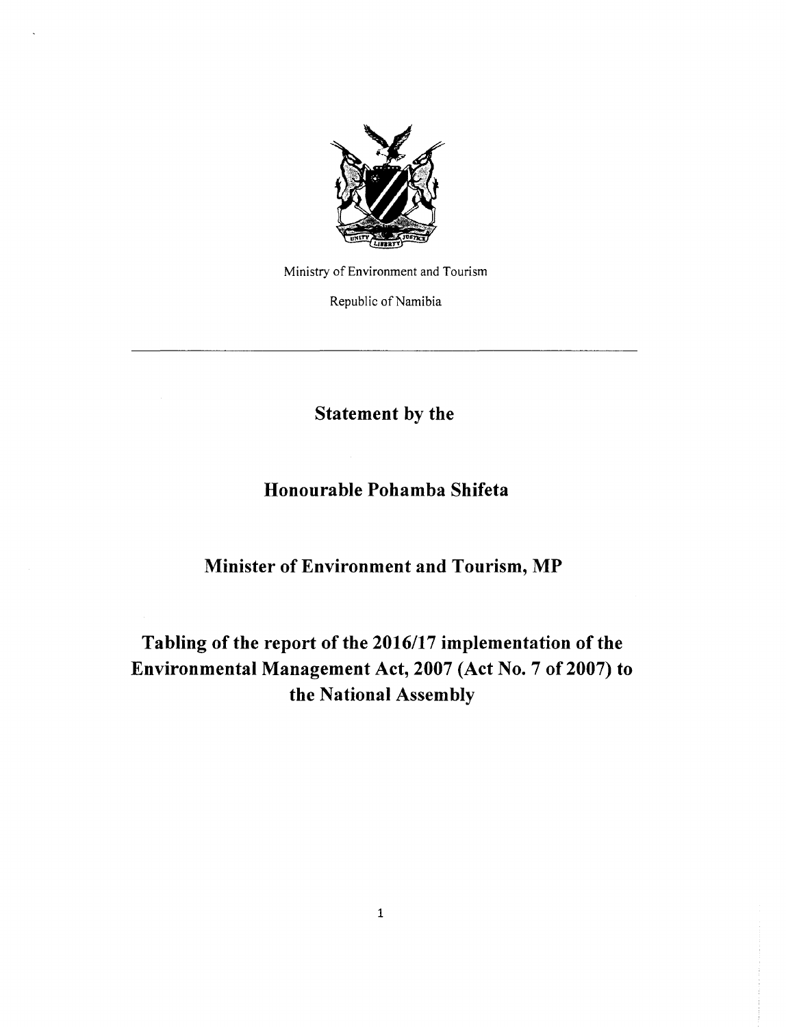Ministry of Environment and Tourism

Republic of Namibia

---

## Statement by the

## Honourable Pohamba Shifeta

## Minister of Environment and Tourism, MP

# Tabling of the report of the 2016/17 implementation of the Environmental Management Act, 2007 (Act No. 7 of 2007) to the National Assembly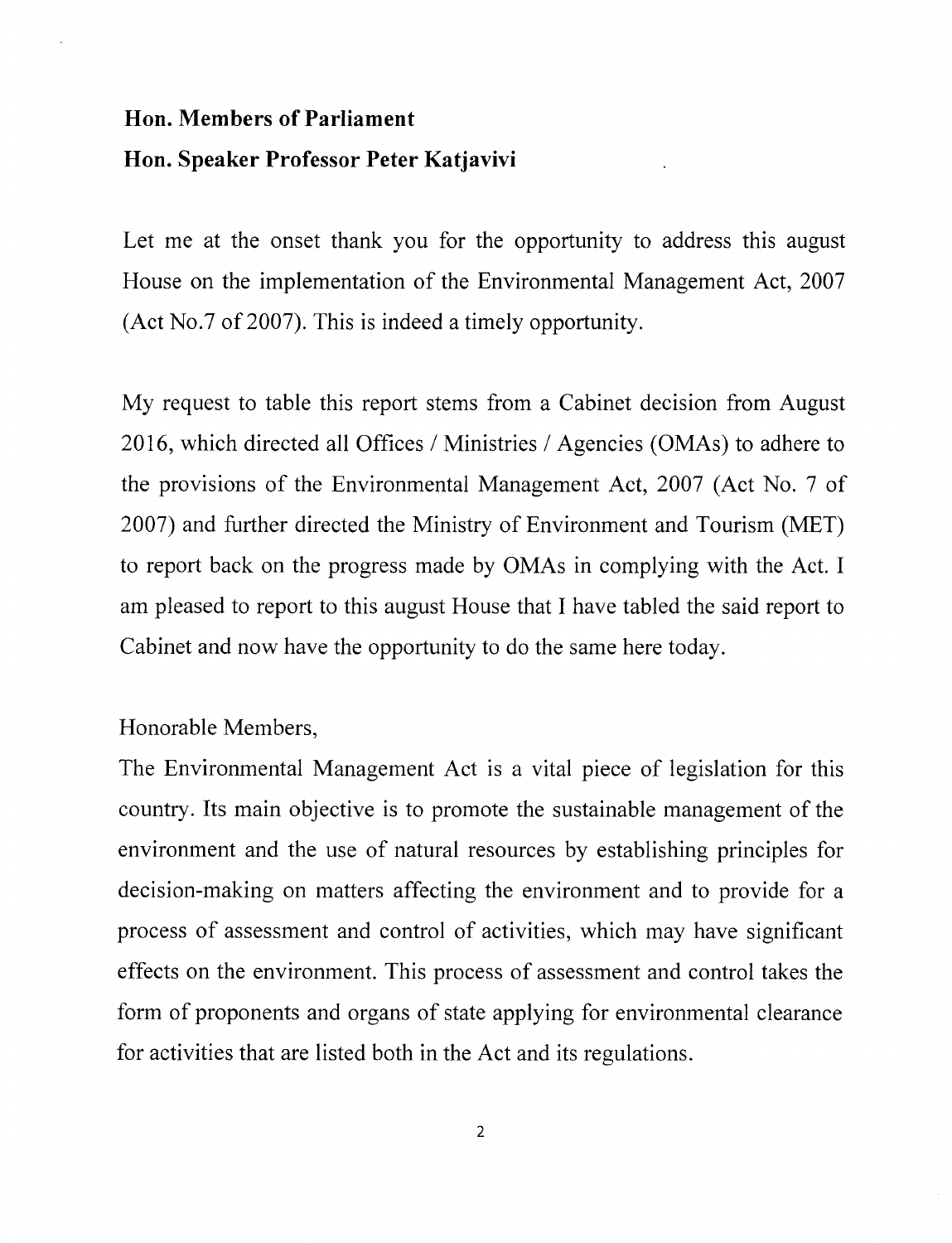**Hon. Members of Parliament**

**Hon. Speaker Professor Peter Katjavivi**

Let me at the onset thank you for the opportunity to address this august House on the implementation of the Environmental Management Act, 2007 (Act No.7 of 2007). This is indeed a timely opportunity.

My request to table this report stems from a Cabinet decision from August 2016, which directed all Offices / Ministries / Agencies (OMAs) to adhere to the provisions of the Environmental Management Act, 2007 (Act No. 7 of 2007) and further directed the Ministry of Environment and Tourism (MET) to report back on the progress made by OMAs in complying with the Act. I am pleased to report to this august House that I have tabled the said report to Cabinet and now have the opportunity to do the same here today.

Honorable Members,

The Environmental Management Act is a vital piece of legislation for this country. Its main objective is to promote the sustainable management of the environment and the use of natural resources by establishing principles for decision-making on matters affecting the environment and to provide for a process of assessment and control of activities, which may have significant effects on the environment. This process of assessment and control takes the form of proponents and organs of state applying for environmental clearance for activities that are listed both in the Act and its regulations.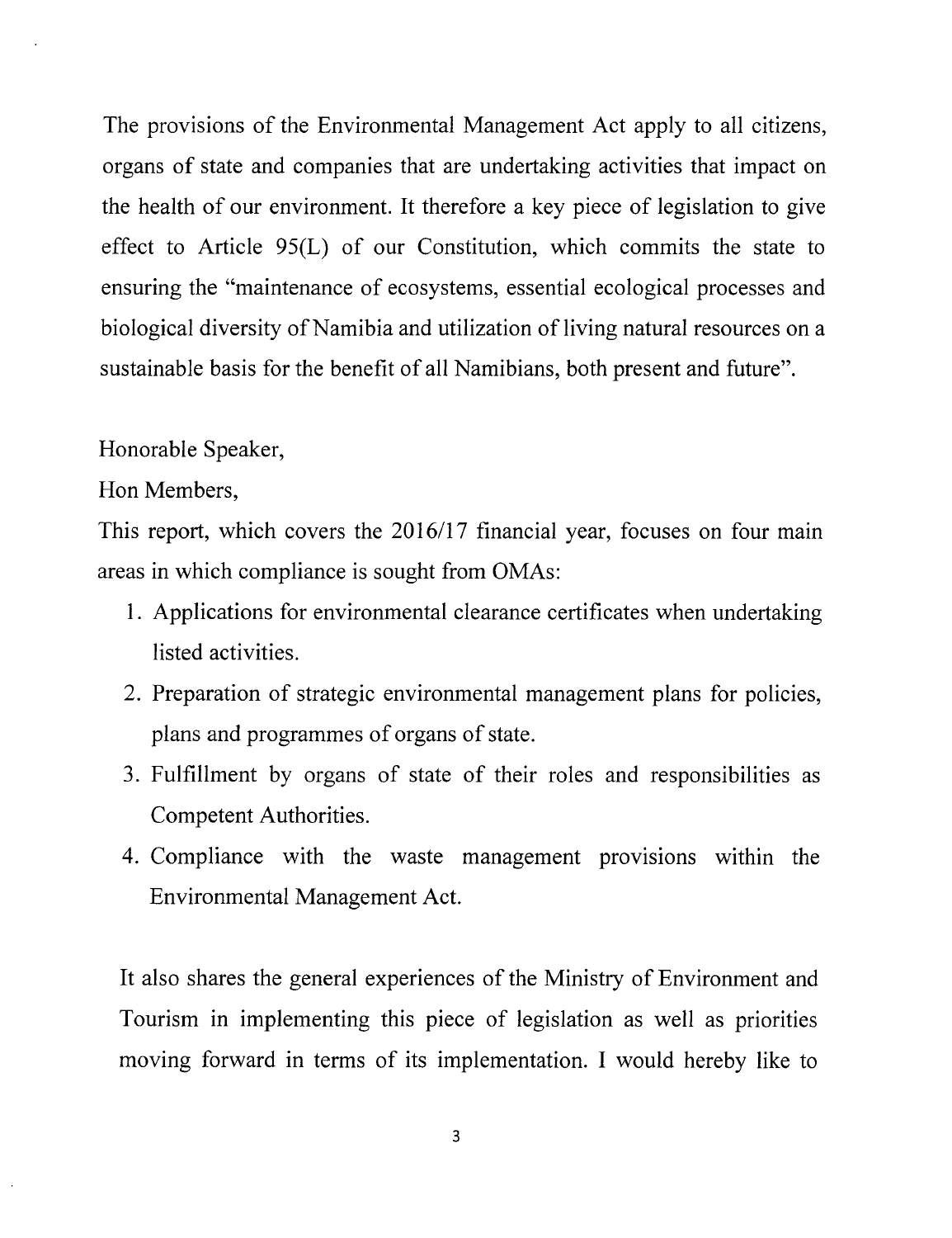The provisions of the Environmental Management Act apply to all citizens, organs of state and companies that are undertaking activities that impact on the health of our environment. It therefore a key piece of legislation to give effect to Article 95(L) of our Constitution, which commits the state to ensuring the "maintenance of ecosystems, essential ecological processes and biological diversity of Namibia and utilization of living natural resources on a sustainable basis for the benefit of all Namibians, both present and future".

Honorable Speaker,

Hon Members,

This report, which covers the 2016/17 financial year, focuses on four main areas in which compliance is sought from OMAs:

1. Applications for environmental clearance certificates when undertaking listed activities.
2. Preparation of strategic environmental management plans for policies, plans and programmes of organs of state.
3. Fulfillment by organs of state of their roles and responsibilities as Competent Authorities.
4. Compliance with the waste management provisions within the Environmental Management Act.

It also shares the general experiences of the Ministry of Environment and Tourism in implementing this piece of legislation as well as priorities moving forward in terms of its implementation. I would hereby like to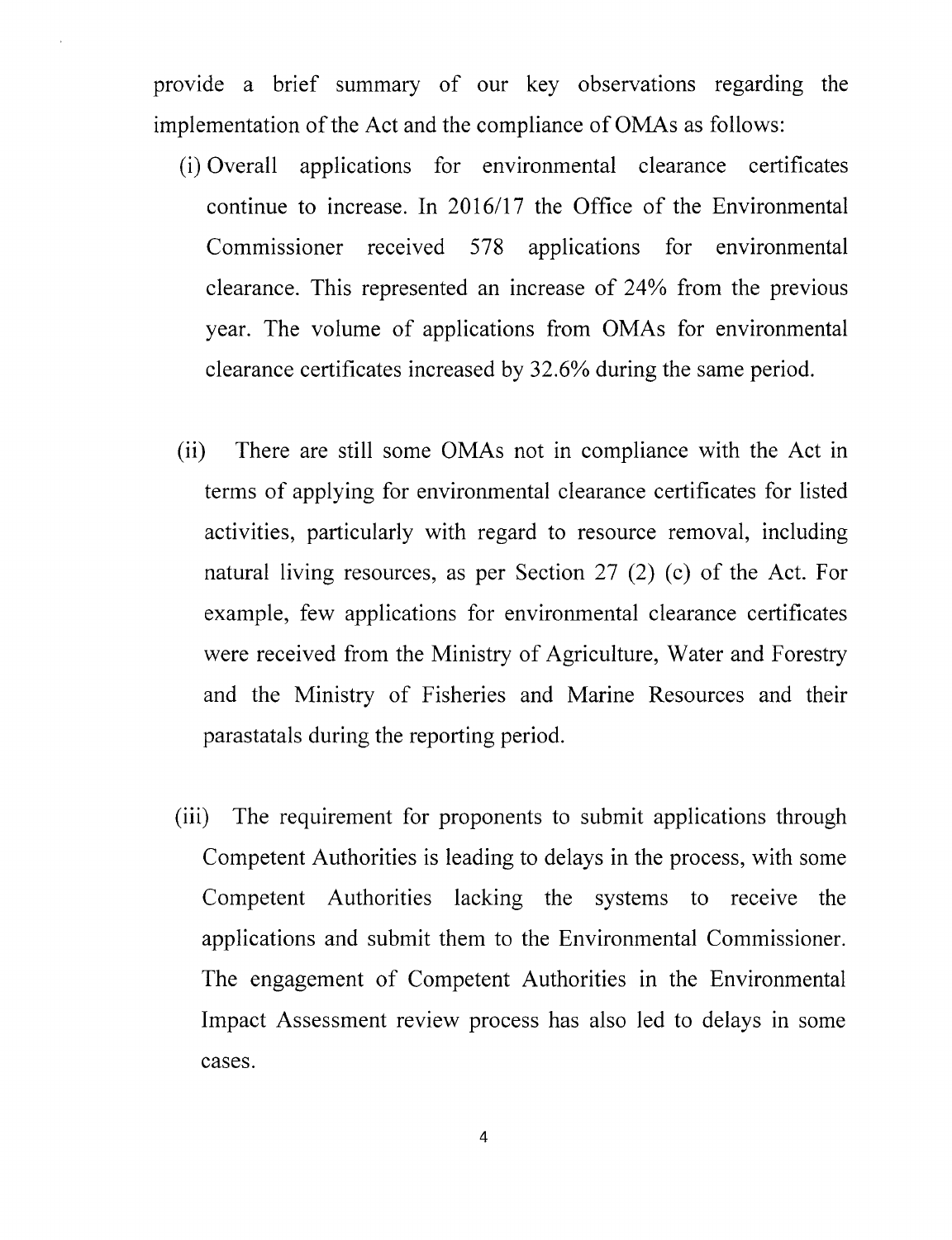provide a brief summary of our key observations regarding the implementation of the Act and the compliance of OMAs as follows:

(i) Overall applications for environmental clearance certificates continue to increase. In 2016/17 the Office of the Environmental Commissioner received 578 applications for environmental clearance. This represented an increase of 24% from the previous year. The volume of applications from OMAs for environmental clearance certificates increased by 32.6% during the same period.

(ii) There are still some OMAs not in compliance with the Act in terms of applying for environmental clearance certificates for listed activities, particularly with regard to resource removal, including natural living resources, as per Section 27 (2) (c) of the Act. For example, few applications for environmental clearance certificates were received from the Ministry of Agriculture, Water and Forestry and the Ministry of Fisheries and Marine Resources and their parastatals during the reporting period.

(iii) The requirement for proponents to submit applications through Competent Authorities is leading to delays in the process, with some Competent Authorities lacking the systems to receive the applications and submit them to the Environmental Commissioner. The engagement of Competent Authorities in the Environmental Impact Assessment review process has also led to delays in some cases.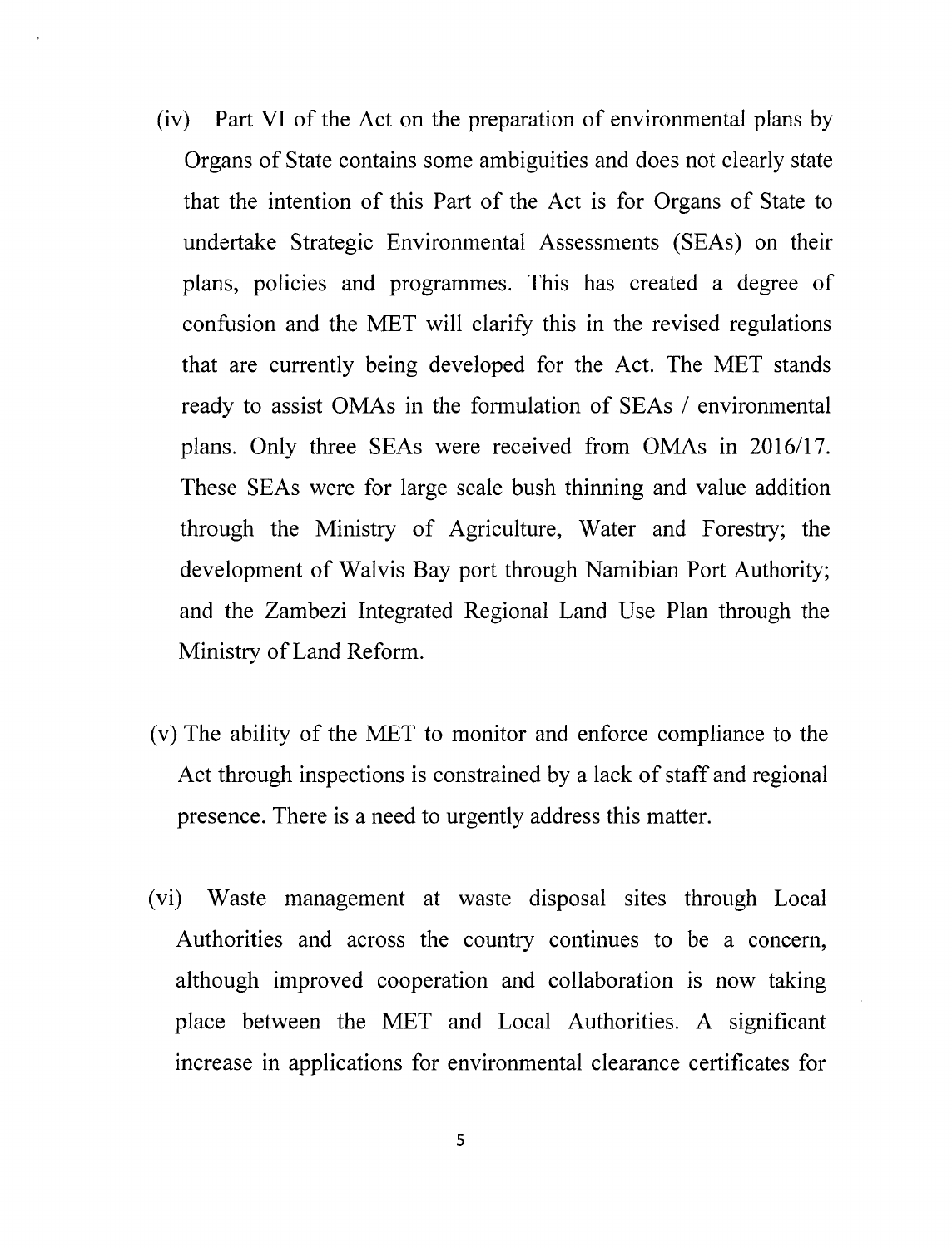(iv) Part VI of the Act on the preparation of environmental plans by Organs of State contains some ambiguities and does not clearly state that the intention of this Part of the Act is for Organs of State to undertake Strategic Environmental Assessments (SEAs) on their plans, policies and programmes. This has created a degree of confusion and the MET will clarify this in the revised regulations that are currently being developed for the Act. The MET stands ready to assist OMAs in the formulation of SEAs / environmental plans. Only three SEAs were received from OMAs in 2016/17. These SEAs were for large scale bush thinning and value addition through the Ministry of Agriculture, Water and Forestry; the development of Walvis Bay port through Namibian Port Authority; and the Zambezi Integrated Regional Land Use Plan through the Ministry of Land Reform.

(v) The ability of the MET to monitor and enforce compliance to the Act through inspections is constrained by a lack of staff and regional presence. There is a need to urgently address this matter.

(vi) Waste management at waste disposal sites through Local Authorities and across the country continues to be a concern, although improved cooperation and collaboration is now taking place between the MET and Local Authorities. A significant increase in applications for environmental clearance certificates for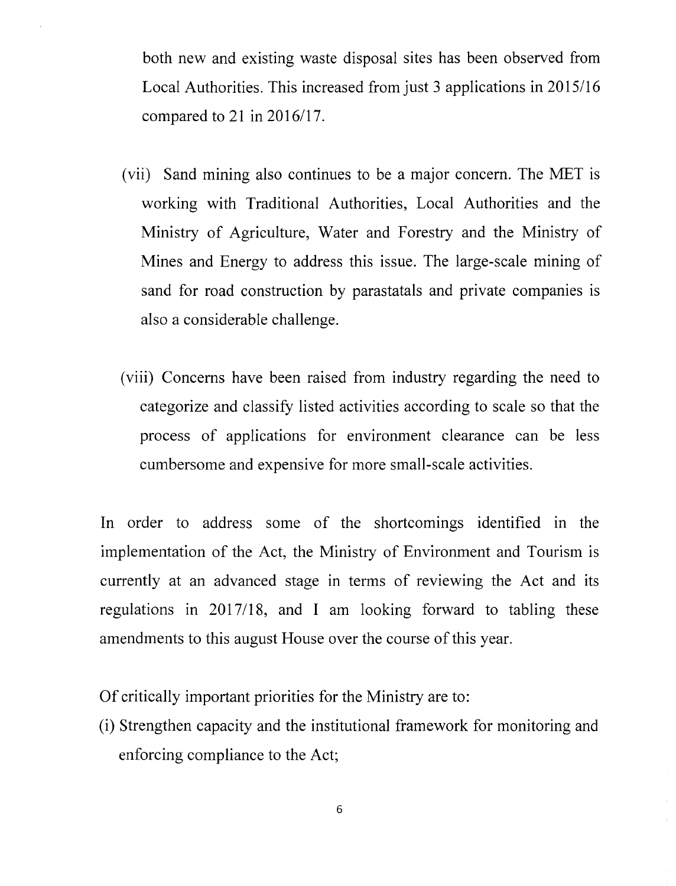both new and existing waste disposal sites has been observed from Local Authorities. This increased from just 3 applications in 2015/16 compared to 21 in 2016/17.

(vii) Sand mining also continues to be a major concern. The MET is working with Traditional Authorities, Local Authorities and the Ministry of Agriculture, Water and Forestry and the Ministry of Mines and Energy to address this issue. The large-scale mining of sand for road construction by parastatals and private companies is also a considerable challenge.

(viii) Concerns have been raised from industry regarding the need to categorize and classify listed activities according to scale so that the process of applications for environment clearance can be less cumbersome and expensive for more small-scale activities.

In order to address some of the shortcomings identified in the implementation of the Act, the Ministry of Environment and Tourism is currently at an advanced stage in terms of reviewing the Act and its regulations in 2017/18, and I am looking forward to tabling these amendments to this august House over the course of this year.

Of critically important priorities for the Ministry are to:

(i) Strengthen capacity and the institutional framework for monitoring and enforcing compliance to the Act;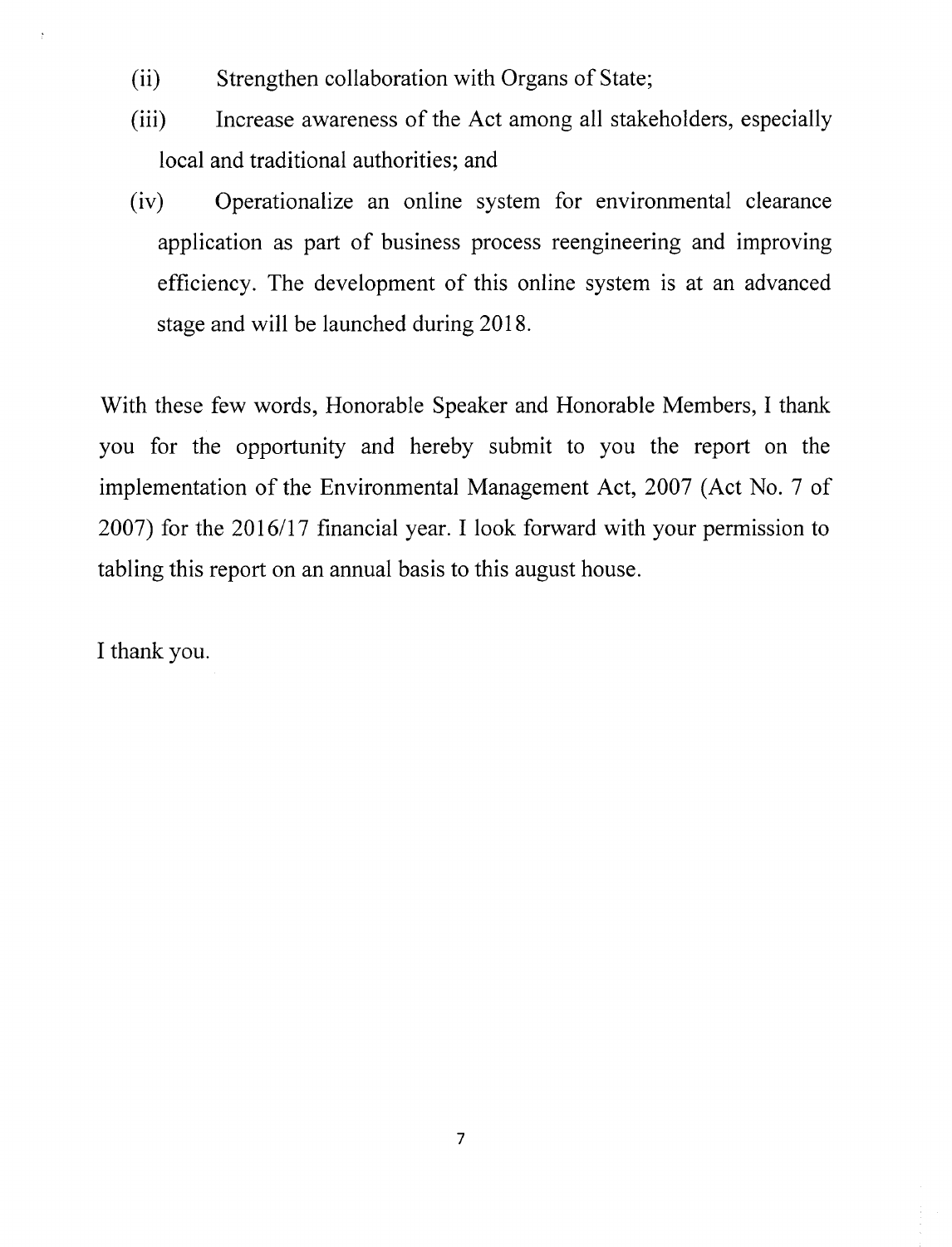(ii) Strengthen collaboration with Organs of State;

(iii) Increase awareness of the Act among all stakeholders, especially local and traditional authorities; and

(iv) Operationalize an online system for environmental clearance application as part of business process reengineering and improving efficiency. The development of this online system is at an advanced stage and will be launched during 2018.

With these few words, Honorable Speaker and Honorable Members, I thank you for the opportunity and hereby submit to you the report on the implementation of the Environmental Management Act, 2007 (Act No. 7 of 2007) for the 2016/17 financial year. I look forward with your permission to tabling this report on an annual basis to this august house.

I thank you.